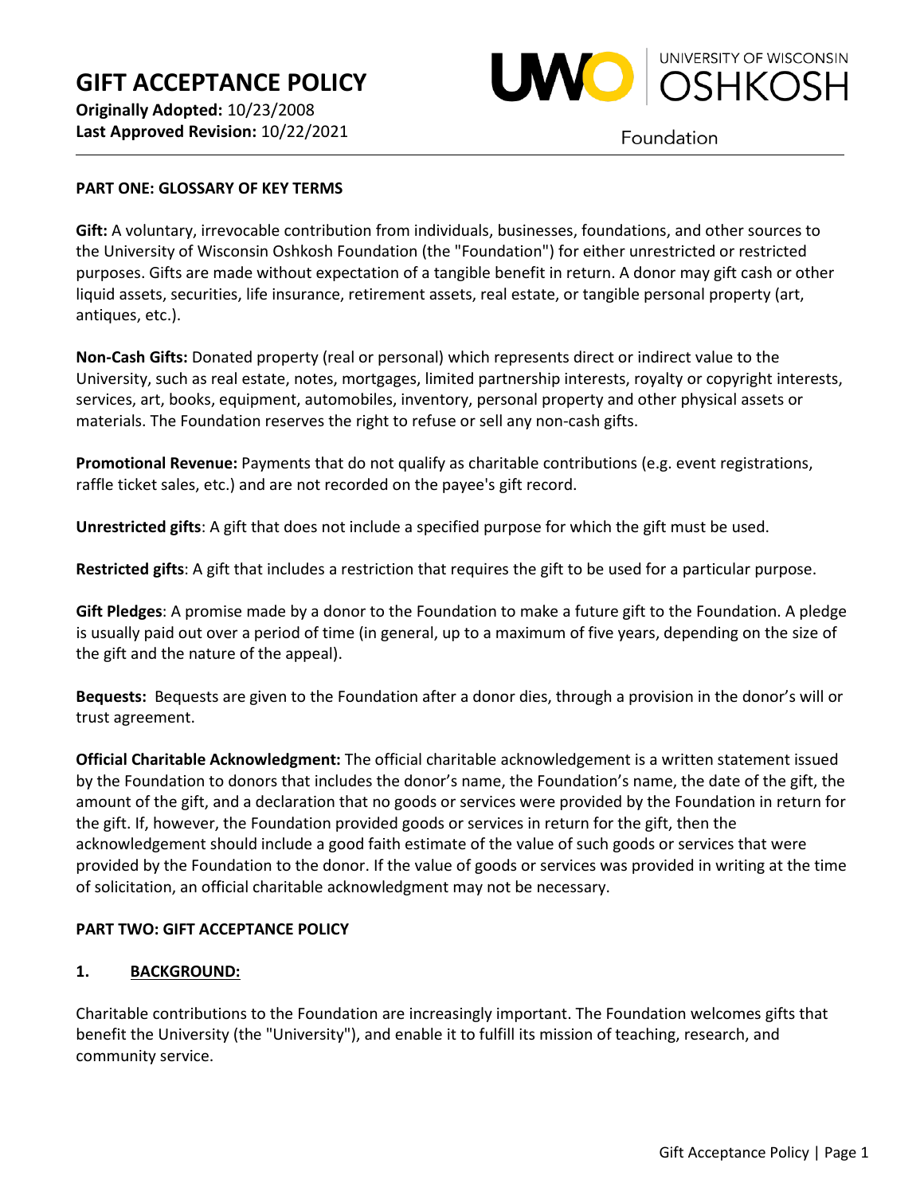# GIFT ACCEPTANCE POLICY

**Originally Adopted:** 10/23/2008
**Last Approved Revision:** 10/22/2021

UNIVERSITY OF WISCONSIN OSHKOSH Foundation

## PART ONE: GLOSSARY OF KEY TERMS

**Gift:** A voluntary, irrevocable contribution from individuals, businesses, foundations, and other sources to the University of Wisconsin Oshkosh Foundation (the "Foundation") for either unrestricted or restricted purposes. Gifts are made without expectation of a tangible benefit in return. A donor may gift cash or other liquid assets, securities, life insurance, retirement assets, real estate, or tangible personal property (art, antiques, etc.).

**Non-Cash Gifts:** Donated property (real or personal) which represents direct or indirect value to the University, such as real estate, notes, mortgages, limited partnership interests, royalty or copyright interests, services, art, books, equipment, automobiles, inventory, personal property and other physical assets or materials. The Foundation reserves the right to refuse or sell any non-cash gifts.

**Promotional Revenue:** Payments that do not qualify as charitable contributions (e.g. event registrations, raffle ticket sales, etc.) and are not recorded on the payee's gift record.

**Unrestricted gifts**: A gift that does not include a specified purpose for which the gift must be used.

**Restricted gifts**: A gift that includes a restriction that requires the gift to be used for a particular purpose.

**Gift Pledges**: A promise made by a donor to the Foundation to make a future gift to the Foundation. A pledge is usually paid out over a period of time (in general, up to a maximum of five years, depending on the size of the gift and the nature of the appeal).

**Bequests:** Bequests are given to the Foundation after a donor dies, through a provision in the donor's will or trust agreement.

**Official Charitable Acknowledgment:** The official charitable acknowledgement is a written statement issued by the Foundation to donors that includes the donor's name, the Foundation's name, the date of the gift, the amount of the gift, and a declaration that no goods or services were provided by the Foundation in return for the gift. If, however, the Foundation provided goods or services in return for the gift, then the acknowledgement should include a good faith estimate of the value of such goods or services that were provided by the Foundation to the donor. If the value of goods or services was provided in writing at the time of solicitation, an official charitable acknowledgment may not be necessary.

## PART TWO: GIFT ACCEPTANCE POLICY

### 1. BACKGROUND:

Charitable contributions to the Foundation are increasingly important. The Foundation welcomes gifts that benefit the University (the "University"), and enable it to fulfill its mission of teaching, research, and community service.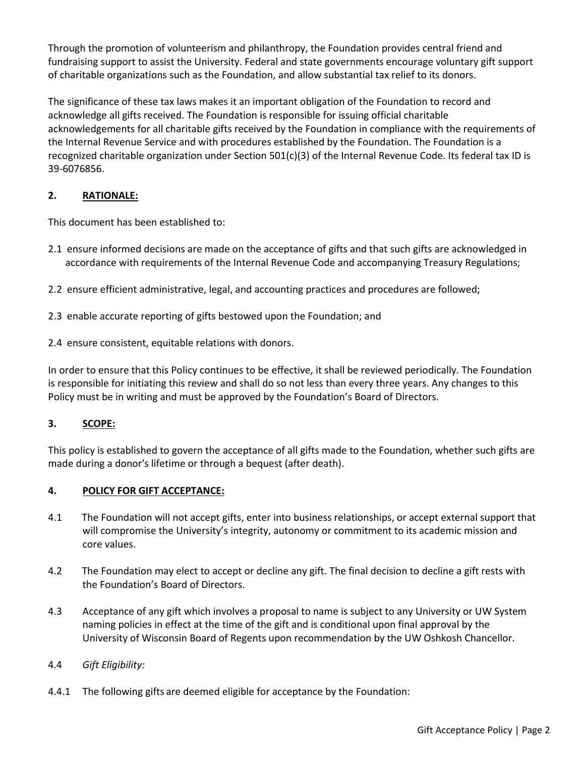Through the promotion of volunteerism and philanthropy, the Foundation provides central friend and fundraising support to assist the University. Federal and state governments encourage voluntary gift support of charitable organizations such as the Foundation, and allow substantial tax relief to its donors.

The significance of these tax laws makes it an important obligation of the Foundation to record and acknowledge all gifts received. The Foundation is responsible for issuing official charitable acknowledgements for all charitable gifts received by the Foundation in compliance with the requirements of the Internal Revenue Service and with procedures established by the Foundation. The Foundation is a recognized charitable organization under Section 501(c)(3) of the Internal Revenue Code. Its federal tax ID is 39-6076856.

## 2. <u>RATIONALE:</u>

This document has been established to:

2.1 ensure informed decisions are made on the acceptance of gifts and that such gifts are acknowledged in accordance with requirements of the Internal Revenue Code and accompanying Treasury Regulations;

2.2 ensure efficient administrative, legal, and accounting practices and procedures are followed;

2.3 enable accurate reporting of gifts bestowed upon the Foundation; and

2.4 ensure consistent, equitable relations with donors.

In order to ensure that this Policy continues to be effective, it shall be reviewed periodically. The Foundation is responsible for initiating this review and shall do so not less than every three years. Any changes to this Policy must be in writing and must be approved by the Foundation's Board of Directors.

## 3. <u>SCOPE:</u>

This policy is established to govern the acceptance of all gifts made to the Foundation, whether such gifts are made during a donor's lifetime or through a bequest (after death).

## 4. <u>POLICY FOR GIFT ACCEPTANCE:</u>

4.1 The Foundation will not accept gifts, enter into business relationships, or accept external support that will compromise the University's integrity, autonomy or commitment to its academic mission and core values.

4.2 The Foundation may elect to accept or decline any gift. The final decision to decline a gift rests with the Foundation's Board of Directors.

4.3 Acceptance of any gift which involves a proposal to name is subject to any University or UW System naming policies in effect at the time of the gift and is conditional upon final approval by the University of Wisconsin Board of Regents upon recommendation by the UW Oshkosh Chancellor.

4.4 *Gift Eligibility:*

4.4.1 The following gifts are deemed eligible for acceptance by the Foundation: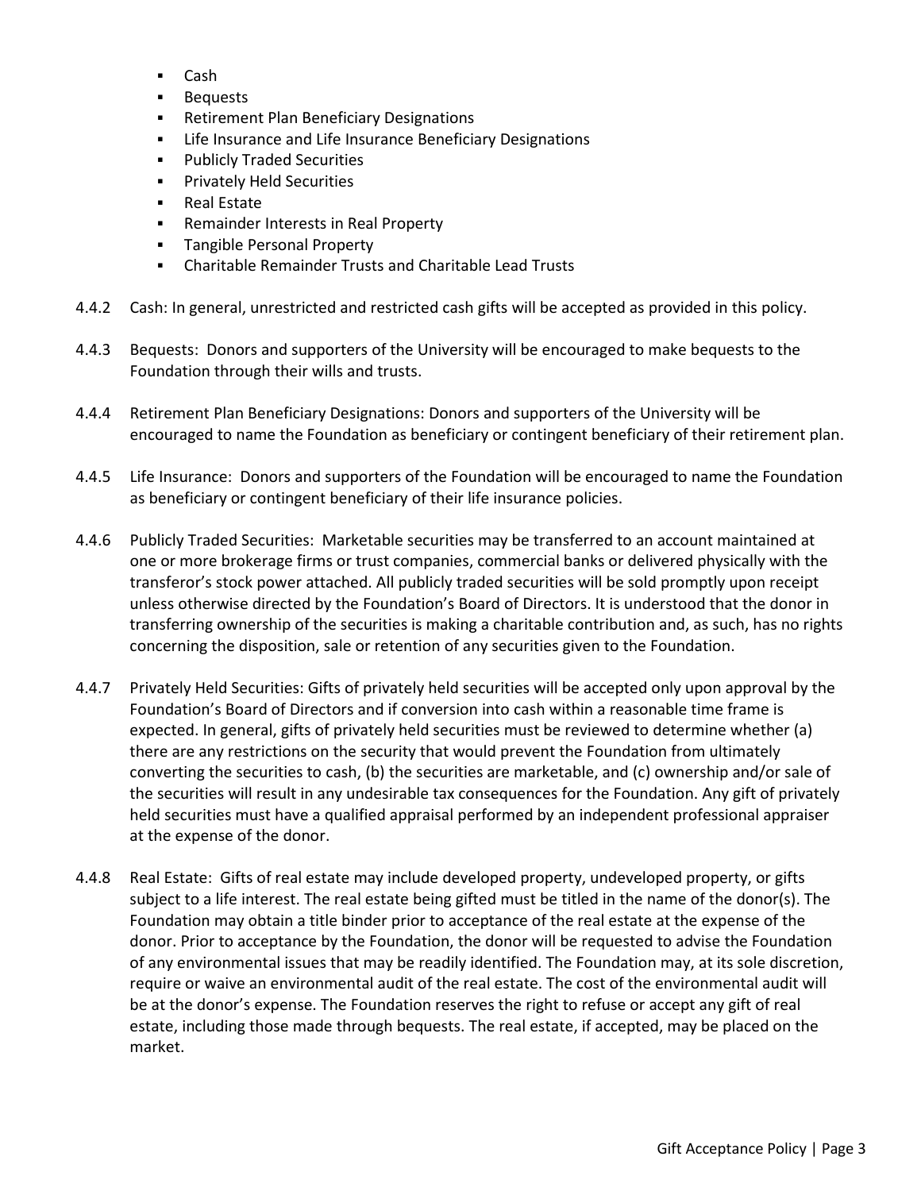- Cash
- Bequests
- Retirement Plan Beneficiary Designations
- Life Insurance and Life Insurance Beneficiary Designations
- Publicly Traded Securities
- Privately Held Securities
- Real Estate
- Remainder Interests in Real Property
- Tangible Personal Property
- Charitable Remainder Trusts and Charitable Lead Trusts

4.4.2 Cash: In general, unrestricted and restricted cash gifts will be accepted as provided in this policy.

4.4.3 Bequests: Donors and supporters of the University will be encouraged to make bequests to the Foundation through their wills and trusts.

4.4.4 Retirement Plan Beneficiary Designations: Donors and supporters of the University will be encouraged to name the Foundation as beneficiary or contingent beneficiary of their retirement plan.

4.4.5 Life Insurance: Donors and supporters of the Foundation will be encouraged to name the Foundation as beneficiary or contingent beneficiary of their life insurance policies.

4.4.6 Publicly Traded Securities: Marketable securities may be transferred to an account maintained at one or more brokerage firms or trust companies, commercial banks or delivered physically with the transferor's stock power attached. All publicly traded securities will be sold promptly upon receipt unless otherwise directed by the Foundation's Board of Directors. It is understood that the donor in transferring ownership of the securities is making a charitable contribution and, as such, has no rights concerning the disposition, sale or retention of any securities given to the Foundation.

4.4.7 Privately Held Securities: Gifts of privately held securities will be accepted only upon approval by the Foundation's Board of Directors and if conversion into cash within a reasonable time frame is expected. In general, gifts of privately held securities must be reviewed to determine whether (a) there are any restrictions on the security that would prevent the Foundation from ultimately converting the securities to cash, (b) the securities are marketable, and (c) ownership and/or sale of the securities will result in any undesirable tax consequences for the Foundation. Any gift of privately held securities must have a qualified appraisal performed by an independent professional appraiser at the expense of the donor.

4.4.8 Real Estate: Gifts of real estate may include developed property, undeveloped property, or gifts subject to a life interest. The real estate being gifted must be titled in the name of the donor(s). The Foundation may obtain a title binder prior to acceptance of the real estate at the expense of the donor. Prior to acceptance by the Foundation, the donor will be requested to advise the Foundation of any environmental issues that may be readily identified. The Foundation may, at its sole discretion, require or waive an environmental audit of the real estate. The cost of the environmental audit will be at the donor's expense. The Foundation reserves the right to refuse or accept any gift of real estate, including those made through bequests. The real estate, if accepted, may be placed on the market.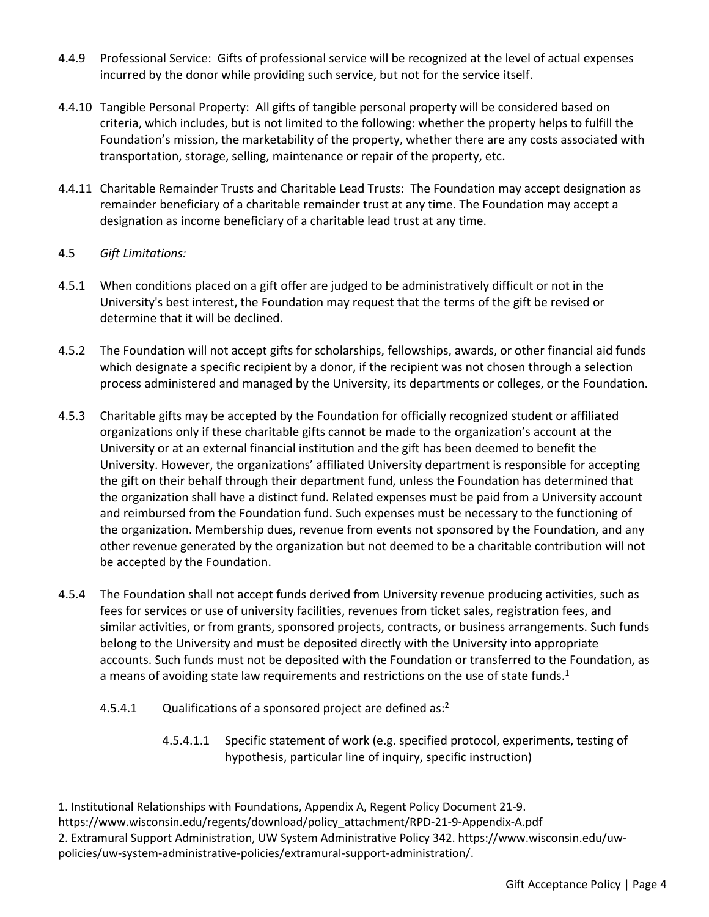4.4.9 Professional Service: Gifts of professional service will be recognized at the level of actual expenses incurred by the donor while providing such service, but not for the service itself.

4.4.10 Tangible Personal Property: All gifts of tangible personal property will be considered based on criteria, which includes, but is not limited to the following: whether the property helps to fulfill the Foundation's mission, the marketability of the property, whether there are any costs associated with transportation, storage, selling, maintenance or repair of the property, etc.

4.4.11 Charitable Remainder Trusts and Charitable Lead Trusts: The Foundation may accept designation as remainder beneficiary of a charitable remainder trust at any time. The Foundation may accept a designation as income beneficiary of a charitable lead trust at any time.

4.5 *Gift Limitations:*

4.5.1 When conditions placed on a gift offer are judged to be administratively difficult or not in the University's best interest, the Foundation may request that the terms of the gift be revised or determine that it will be declined.

4.5.2 The Foundation will not accept gifts for scholarships, fellowships, awards, or other financial aid funds which designate a specific recipient by a donor, if the recipient was not chosen through a selection process administered and managed by the University, its departments or colleges, or the Foundation.

4.5.3 Charitable gifts may be accepted by the Foundation for officially recognized student or affiliated organizations only if these charitable gifts cannot be made to the organization's account at the University or at an external financial institution and the gift has been deemed to benefit the University. However, the organizations' affiliated University department is responsible for accepting the gift on their behalf through their department fund, unless the Foundation has determined that the organization shall have a distinct fund. Related expenses must be paid from a University account and reimbursed from the Foundation fund. Such expenses must be necessary to the functioning of the organization. Membership dues, revenue from events not sponsored by the Foundation, and any other revenue generated by the organization but not deemed to be a charitable contribution will not be accepted by the Foundation.

4.5.4 The Foundation shall not accept funds derived from University revenue producing activities, such as fees for services or use of university facilities, revenues from ticket sales, registration fees, and similar activities, or from grants, sponsored projects, contracts, or business arrangements. Such funds belong to the University and must be deposited directly with the University into appropriate accounts. Such funds must not be deposited with the Foundation or transferred to the Foundation, as a means of avoiding state law requirements and restrictions on the use of state funds.[1]

4.5.4.1 Qualifications of a sponsored project are defined as:[2]

4.5.4.1.1 Specific statement of work (e.g. specified protocol, experiments, testing of hypothesis, particular line of inquiry, specific instruction)

1. Institutional Relationships with Foundations, Appendix A, Regent Policy Document 21-9. https://www.wisconsin.edu/regents/download/policy_attachment/RPD-21-9-Appendix-A.pdf
2. Extramural Support Administration, UW System Administrative Policy 342. https://www.wisconsin.edu/uw-policies/uw-system-administrative-policies/extramural-support-administration/.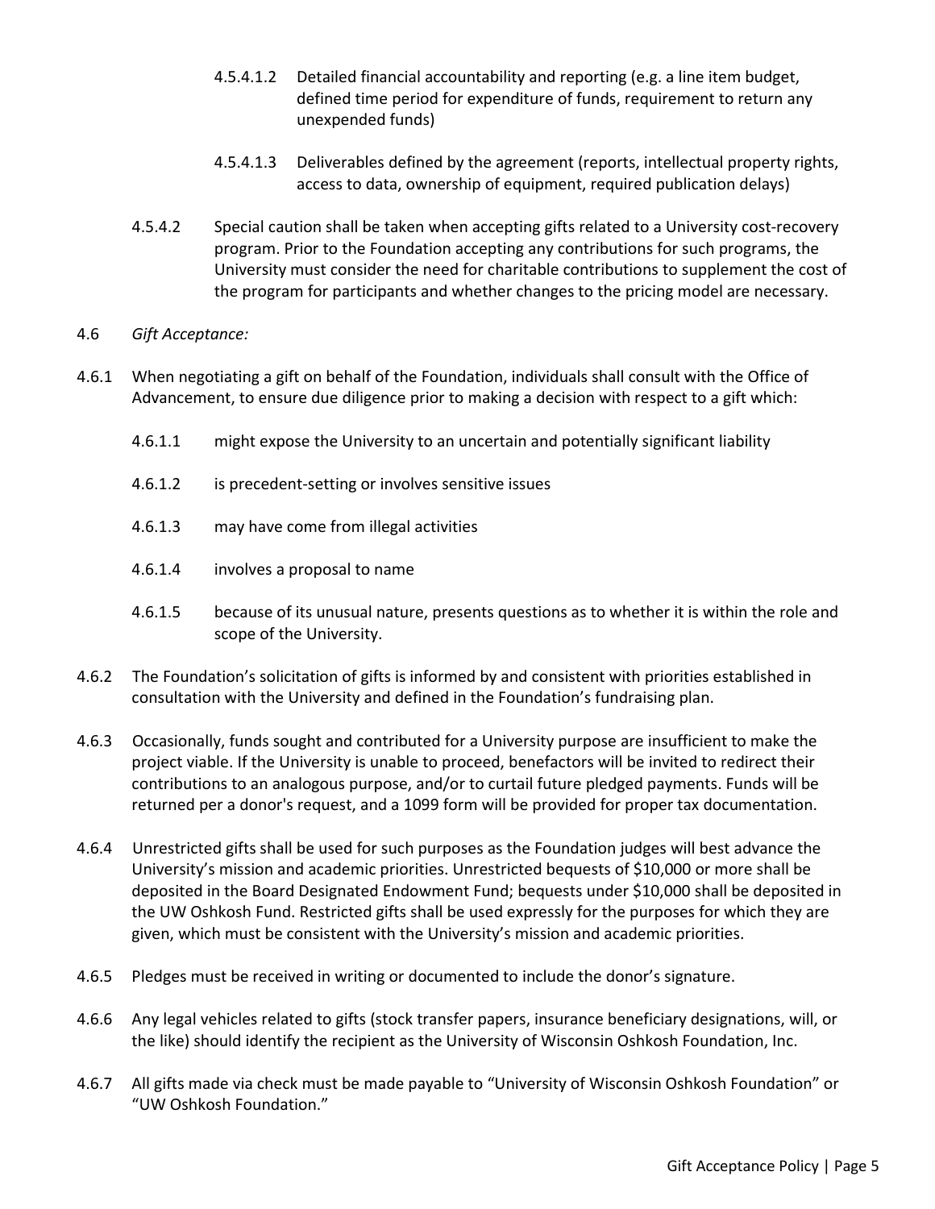4.5.4.1.2 Detailed financial accountability and reporting (e.g. a line item budget, defined time period for expenditure of funds, requirement to return any unexpended funds)

4.5.4.1.3 Deliverables defined by the agreement (reports, intellectual property rights, access to data, ownership of equipment, required publication delays)

4.5.4.2 Special caution shall be taken when accepting gifts related to a University cost-recovery program. Prior to the Foundation accepting any contributions for such programs, the University must consider the need for charitable contributions to supplement the cost of the program for participants and whether changes to the pricing model are necessary.

4.6 *Gift Acceptance:*

4.6.1 When negotiating a gift on behalf of the Foundation, individuals shall consult with the Office of Advancement, to ensure due diligence prior to making a decision with respect to a gift which:

4.6.1.1 might expose the University to an uncertain and potentially significant liability

4.6.1.2 is precedent-setting or involves sensitive issues

4.6.1.3 may have come from illegal activities

4.6.1.4 involves a proposal to name

4.6.1.5 because of its unusual nature, presents questions as to whether it is within the role and scope of the University.

4.6.2 The Foundation's solicitation of gifts is informed by and consistent with priorities established in consultation with the University and defined in the Foundation's fundraising plan.

4.6.3 Occasionally, funds sought and contributed for a University purpose are insufficient to make the project viable. If the University is unable to proceed, benefactors will be invited to redirect their contributions to an analogous purpose, and/or to curtail future pledged payments. Funds will be returned per a donor's request, and a 1099 form will be provided for proper tax documentation.

4.6.4 Unrestricted gifts shall be used for such purposes as the Foundation judges will best advance the University's mission and academic priorities. Unrestricted bequests of $10,000 or more shall be deposited in the Board Designated Endowment Fund; bequests under $10,000 shall be deposited in the UW Oshkosh Fund. Restricted gifts shall be used expressly for the purposes for which they are given, which must be consistent with the University's mission and academic priorities.

4.6.5 Pledges must be received in writing or documented to include the donor's signature.

4.6.6 Any legal vehicles related to gifts (stock transfer papers, insurance beneficiary designations, will, or the like) should identify the recipient as the University of Wisconsin Oshkosh Foundation, Inc.

4.6.7 All gifts made via check must be made payable to "University of Wisconsin Oshkosh Foundation" or "UW Oshkosh Foundation."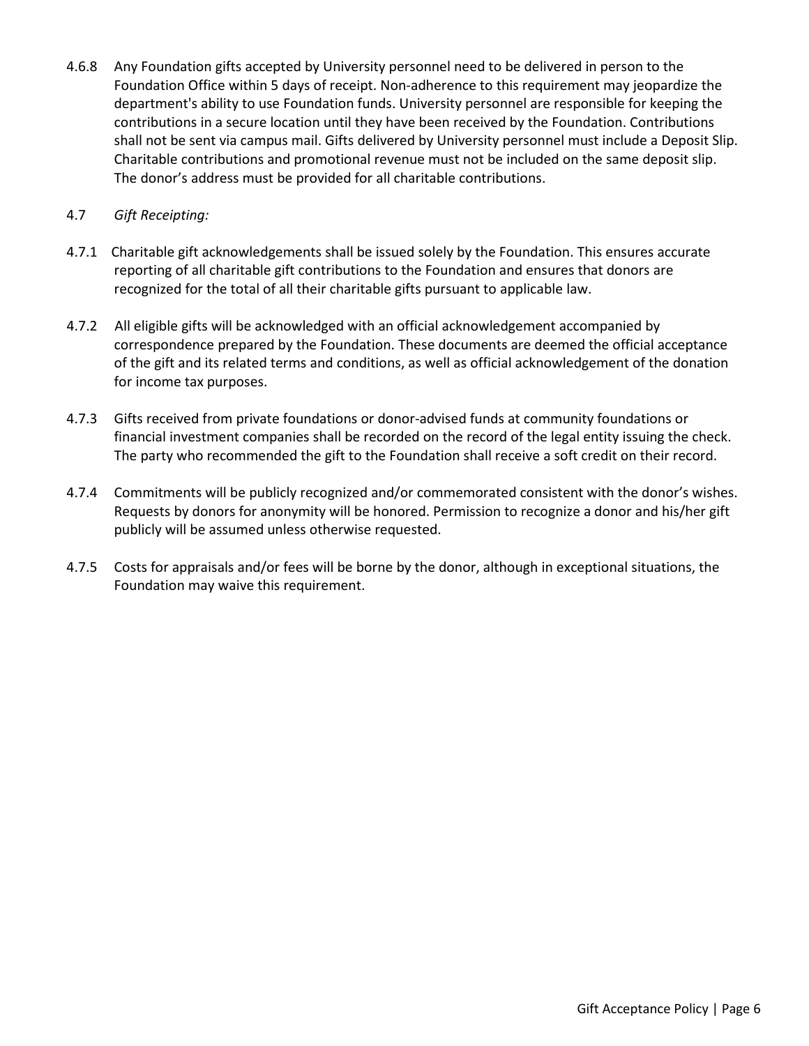4.6.8 Any Foundation gifts accepted by University personnel need to be delivered in person to the Foundation Office within 5 days of receipt. Non-adherence to this requirement may jeopardize the department's ability to use Foundation funds. University personnel are responsible for keeping the contributions in a secure location until they have been received by the Foundation. Contributions shall not be sent via campus mail. Gifts delivered by University personnel must include a Deposit Slip. Charitable contributions and promotional revenue must not be included on the same deposit slip. The donor's address must be provided for all charitable contributions.

4.7 *Gift Receipting:*

4.7.1 Charitable gift acknowledgements shall be issued solely by the Foundation. This ensures accurate reporting of all charitable gift contributions to the Foundation and ensures that donors are recognized for the total of all their charitable gifts pursuant to applicable law.

4.7.2 All eligible gifts will be acknowledged with an official acknowledgement accompanied by correspondence prepared by the Foundation. These documents are deemed the official acceptance of the gift and its related terms and conditions, as well as official acknowledgement of the donation for income tax purposes.

4.7.3 Gifts received from private foundations or donor-advised funds at community foundations or financial investment companies shall be recorded on the record of the legal entity issuing the check. The party who recommended the gift to the Foundation shall receive a soft credit on their record.

4.7.4 Commitments will be publicly recognized and/or commemorated consistent with the donor's wishes. Requests by donors for anonymity will be honored. Permission to recognize a donor and his/her gift publicly will be assumed unless otherwise requested.

4.7.5 Costs for appraisals and/or fees will be borne by the donor, although in exceptional situations, the Foundation may waive this requirement.